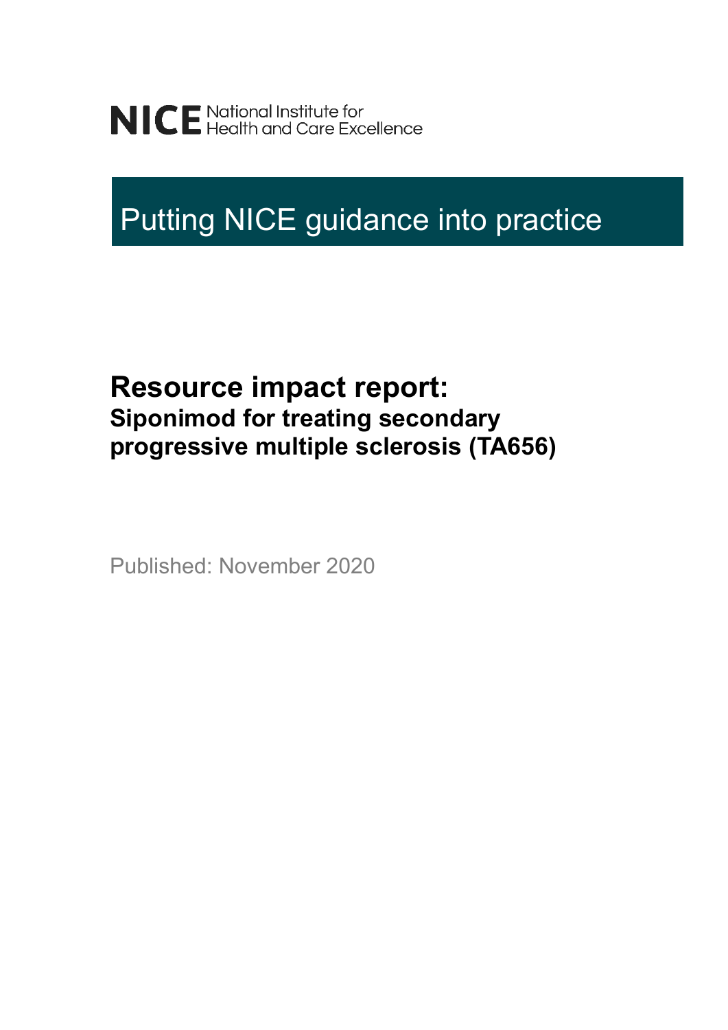NICE National Institute for Health and Care Excellence

# Putting NICE guidance into practice

## Resource impact report:
### Siponimod for treating secondary progressive multiple sclerosis (TA656)

Published: November 2020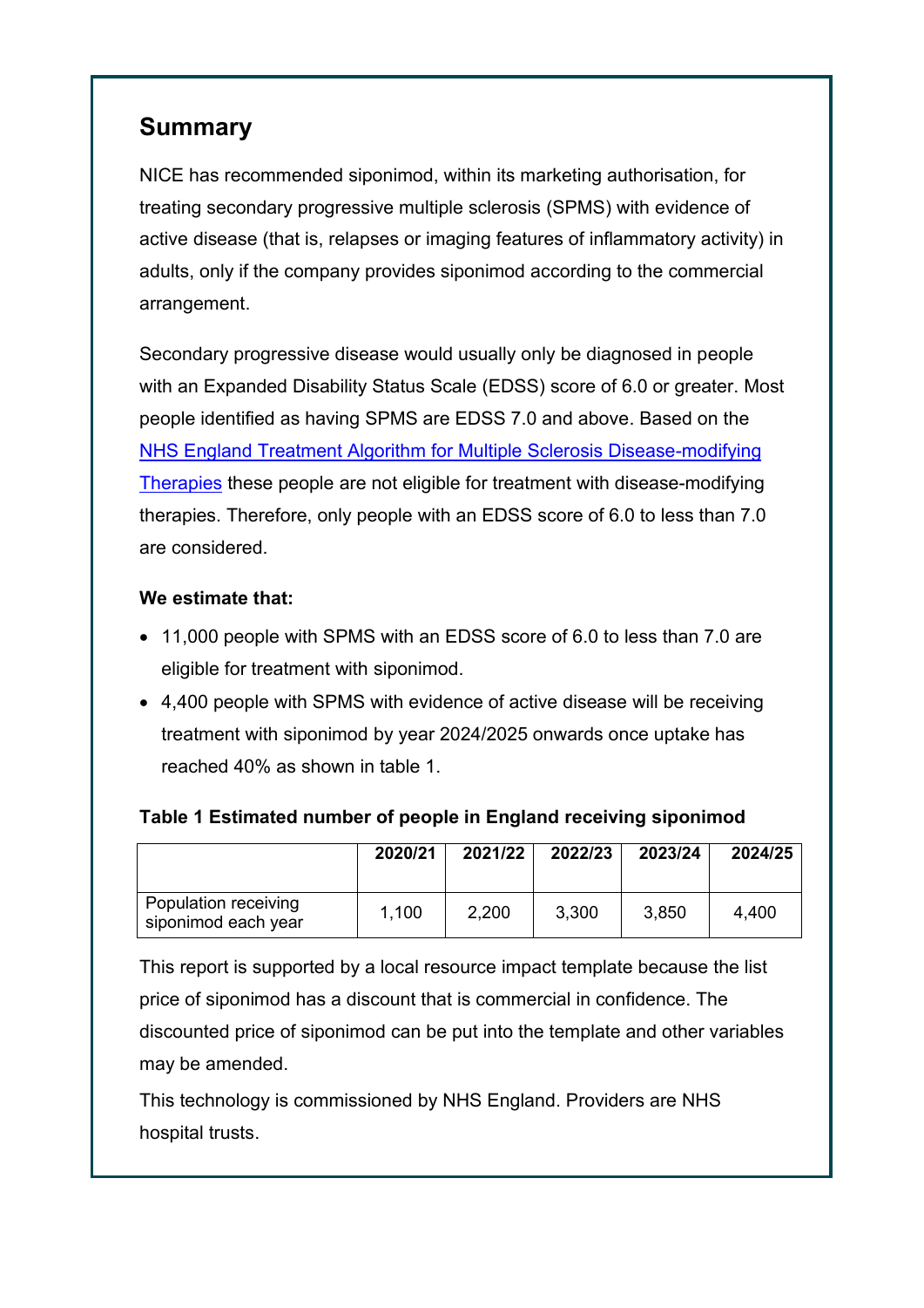## Summary

NICE has recommended siponimod, within its marketing authorisation, for treating secondary progressive multiple sclerosis (SPMS) with evidence of active disease (that is, relapses or imaging features of inflammatory activity) in adults, only if the company provides siponimod according to the commercial arrangement.

Secondary progressive disease would usually only be diagnosed in people with an Expanded Disability Status Scale (EDSS) score of 6.0 or greater. Most people identified as having SPMS are EDSS 7.0 and above. Based on the [NHS England Treatment Algorithm for Multiple Sclerosis Disease-modifying Therapies](NHS England Treatment Algorithm for Multiple Sclerosis Disease-modifying Therapies) these people are not eligible for treatment with disease-modifying therapies. Therefore, only people with an EDSS score of 6.0 to less than 7.0 are considered.

**We estimate that:**

- 11,000 people with SPMS with an EDSS score of 6.0 to less than 7.0 are eligible for treatment with siponimod.
- 4,400 people with SPMS with evidence of active disease will be receiving treatment with siponimod by year 2024/2025 onwards once uptake has reached 40% as shown in table 1.

**Table 1 Estimated number of people in England receiving siponimod**

| | 2020/21 | 2021/22 | 2022/23 | 2023/24 | 2024/25 |
|---|---|---|---|---|---|
| Population receiving siponimod each year | 1,100 | 2,200 | 3,300 | 3,850 | 4,400 |

This report is supported by a local resource impact template because the list price of siponimod has a discount that is commercial in confidence. The discounted price of siponimod can be put into the template and other variables may be amended.

This technology is commissioned by NHS England. Providers are NHS hospital trusts.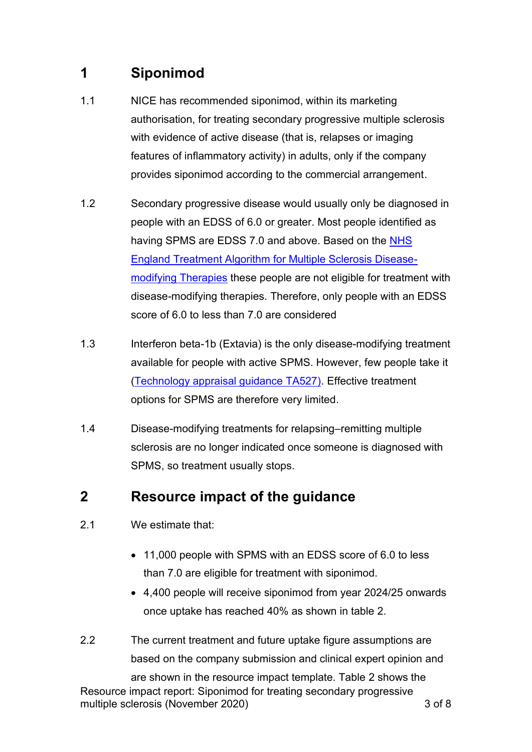# 1 Siponimod

1.1 NICE has recommended siponimod, within its marketing authorisation, for treating secondary progressive multiple sclerosis with evidence of active disease (that is, relapses or imaging features of inflammatory activity) in adults, only if the company provides siponimod according to the commercial arrangement.

1.2 Secondary progressive disease would usually only be diagnosed in people with an EDSS of 6.0 or greater. Most people identified as having SPMS are EDSS 7.0 and above. Based on the [NHS England Treatment Algorithm for Multiple Sclerosis Disease-modifying Therapies]() these people are not eligible for treatment with disease-modifying therapies. Therefore, only people with an EDSS score of 6.0 to less than 7.0 are considered

1.3 Interferon beta-1b (Extavia) is the only disease-modifying treatment available for people with active SPMS. However, few people take it ([Technology appraisal guidance TA527]()). Effective treatment options for SPMS are therefore very limited.

1.4 Disease-modifying treatments for relapsing–remitting multiple sclerosis are no longer indicated once someone is diagnosed with SPMS, so treatment usually stops.

# 2 Resource impact of the guidance

2.1 We estimate that:

- 11,000 people with SPMS with an EDSS score of 6.0 to less than 7.0 are eligible for treatment with siponimod.
- 4,400 people will receive siponimod from year 2024/25 onwards once uptake has reached 40% as shown in table 2.

2.2 The current treatment and future uptake figure assumptions are based on the company submission and clinical expert opinion and are shown in the resource impact template. Table 2 shows the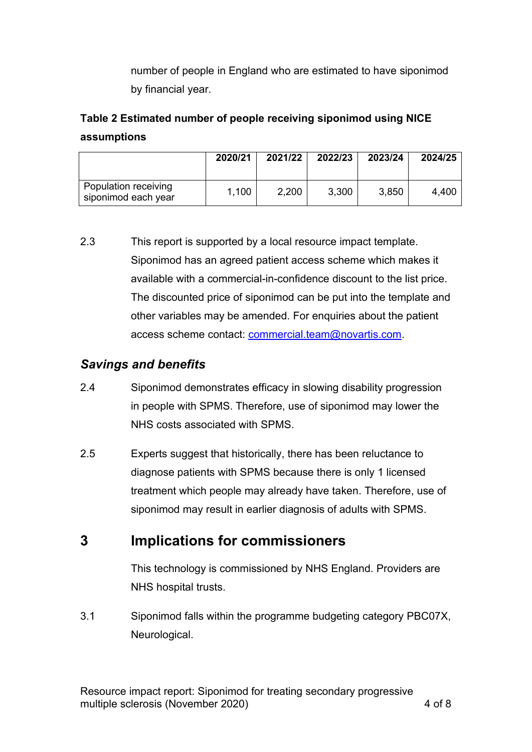number of people in England who are estimated to have siponimod by financial year.

**Table 2 Estimated number of people receiving siponimod using NICE assumptions**

| | 2020/21 | 2021/22 | 2022/23 | 2023/24 | 2024/25 |
|---|---|---|---|---|---|
| Population receiving siponimod each year | 1,100 | 2,200 | 3,300 | 3,850 | 4,400 |

2.3 This report is supported by a local resource impact template. Siponimod has an agreed patient access scheme which makes it available with a commercial-in-confidence discount to the list price. The discounted price of siponimod can be put into the template and other variables may be amended. For enquiries about the patient access scheme contact: commercial.team@novartis.com.

### *Savings and benefits*

2.4 Siponimod demonstrates efficacy in slowing disability progression in people with SPMS. Therefore, use of siponimod may lower the NHS costs associated with SPMS.

2.5 Experts suggest that historically, there has been reluctance to diagnose patients with SPMS because there is only 1 licensed treatment which people may already have taken. Therefore, use of siponimod may result in earlier diagnosis of adults with SPMS.

## 3 Implications for commissioners

This technology is commissioned by NHS England. Providers are NHS hospital trusts.

3.1 Siponimod falls within the programme budgeting category PBC07X, Neurological.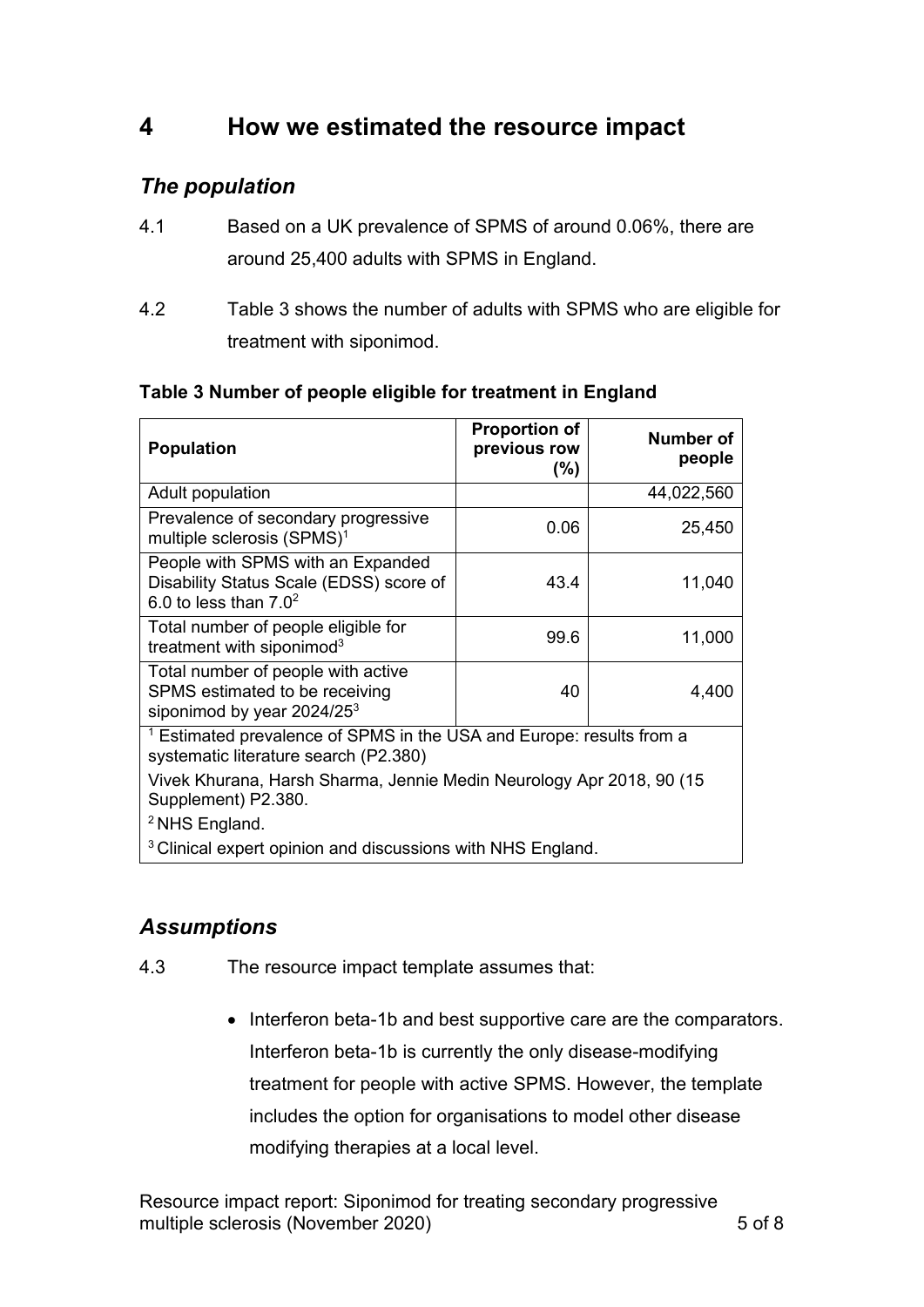# 4 How we estimated the resource impact

## *The population*

4.1 Based on a UK prevalence of SPMS of around 0.06%, there are around 25,400 adults with SPMS in England.

4.2 Table 3 shows the number of adults with SPMS who are eligible for treatment with siponimod.

**Table 3 Number of people eligible for treatment in England**

| Population | Proportion of previous row (%) | Number of people |
|---|---|---|
| Adult population | | 44,022,560 |
| Prevalence of secondary progressive multiple sclerosis (SPMS)[1] | 0.06 | 25,450 |
| People with SPMS with an Expanded Disability Status Scale (EDSS) score of 6.0 to less than 7.0[2] | 43.4 | 11,040 |
| Total number of people eligible for treatment with siponimod[3] | 99.6 | 11,000 |
| Total number of people with active SPMS estimated to be receiving siponimod by year 2024/25[3] | 40 | 4,400 |

[1] Estimated prevalence of SPMS in the USA and Europe: results from a systematic literature search (P2.380)

Vivek Khurana, Harsh Sharma, Jennie Medin Neurology Apr 2018, 90 (15 Supplement) P2.380.

[2] NHS England.

[3] Clinical expert opinion and discussions with NHS England.

## *Assumptions*

4.3 The resource impact template assumes that:

- Interferon beta-1b and best supportive care are the comparators. Interferon beta-1b is currently the only disease-modifying treatment for people with active SPMS. However, the template includes the option for organisations to model other disease modifying therapies at a local level.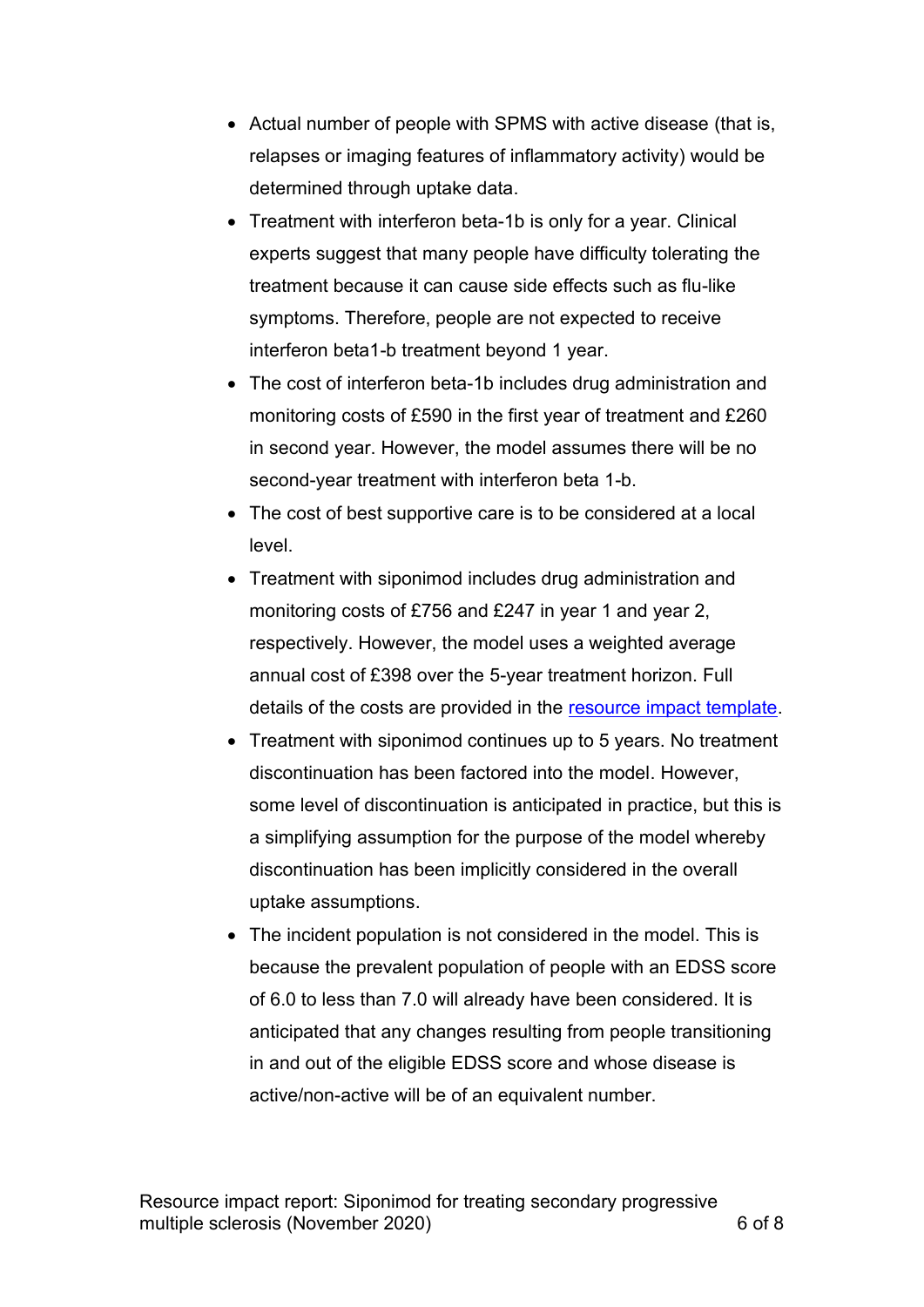- Actual number of people with SPMS with active disease (that is, relapses or imaging features of inflammatory activity) would be determined through uptake data.
- Treatment with interferon beta-1b is only for a year. Clinical experts suggest that many people have difficulty tolerating the treatment because it can cause side effects such as flu-like symptoms. Therefore, people are not expected to receive interferon beta1-b treatment beyond 1 year.
- The cost of interferon beta-1b includes drug administration and monitoring costs of £590 in the first year of treatment and £260 in second year. However, the model assumes there will be no second-year treatment with interferon beta 1-b.
- The cost of best supportive care is to be considered at a local level.
- Treatment with siponimod includes drug administration and monitoring costs of £756 and £247 in year 1 and year 2, respectively. However, the model uses a weighted average annual cost of £398 over the 5-year treatment horizon. Full details of the costs are provided in the [resource impact template](resource impact template).
- Treatment with siponimod continues up to 5 years. No treatment discontinuation has been factored into the model. However, some level of discontinuation is anticipated in practice, but this is a simplifying assumption for the purpose of the model whereby discontinuation has been implicitly considered in the overall uptake assumptions.
- The incident population is not considered in the model. This is because the prevalent population of people with an EDSS score of 6.0 to less than 7.0 will already have been considered. It is anticipated that any changes resulting from people transitioning in and out of the eligible EDSS score and whose disease is active/non-active will be of an equivalent number.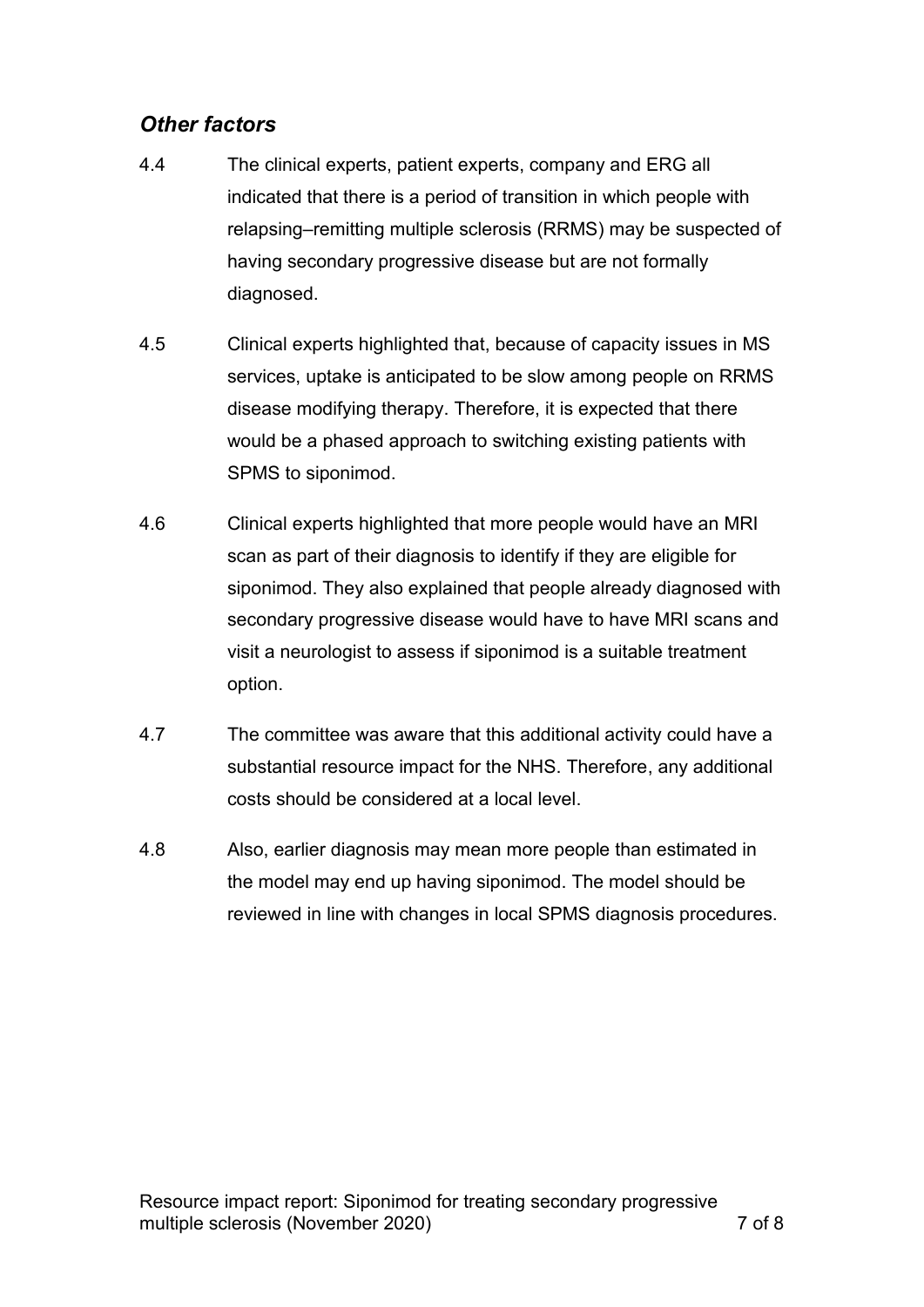### *Other factors*

4.4 The clinical experts, patient experts, company and ERG all indicated that there is a period of transition in which people with relapsing–remitting multiple sclerosis (RRMS) may be suspected of having secondary progressive disease but are not formally diagnosed.

4.5 Clinical experts highlighted that, because of capacity issues in MS services, uptake is anticipated to be slow among people on RRMS disease modifying therapy. Therefore, it is expected that there would be a phased approach to switching existing patients with SPMS to siponimod.

4.6 Clinical experts highlighted that more people would have an MRI scan as part of their diagnosis to identify if they are eligible for siponimod. They also explained that people already diagnosed with secondary progressive disease would have to have MRI scans and visit a neurologist to assess if siponimod is a suitable treatment option.

4.7 The committee was aware that this additional activity could have a substantial resource impact for the NHS. Therefore, any additional costs should be considered at a local level.

4.8 Also, earlier diagnosis may mean more people than estimated in the model may end up having siponimod. The model should be reviewed in line with changes in local SPMS diagnosis procedures.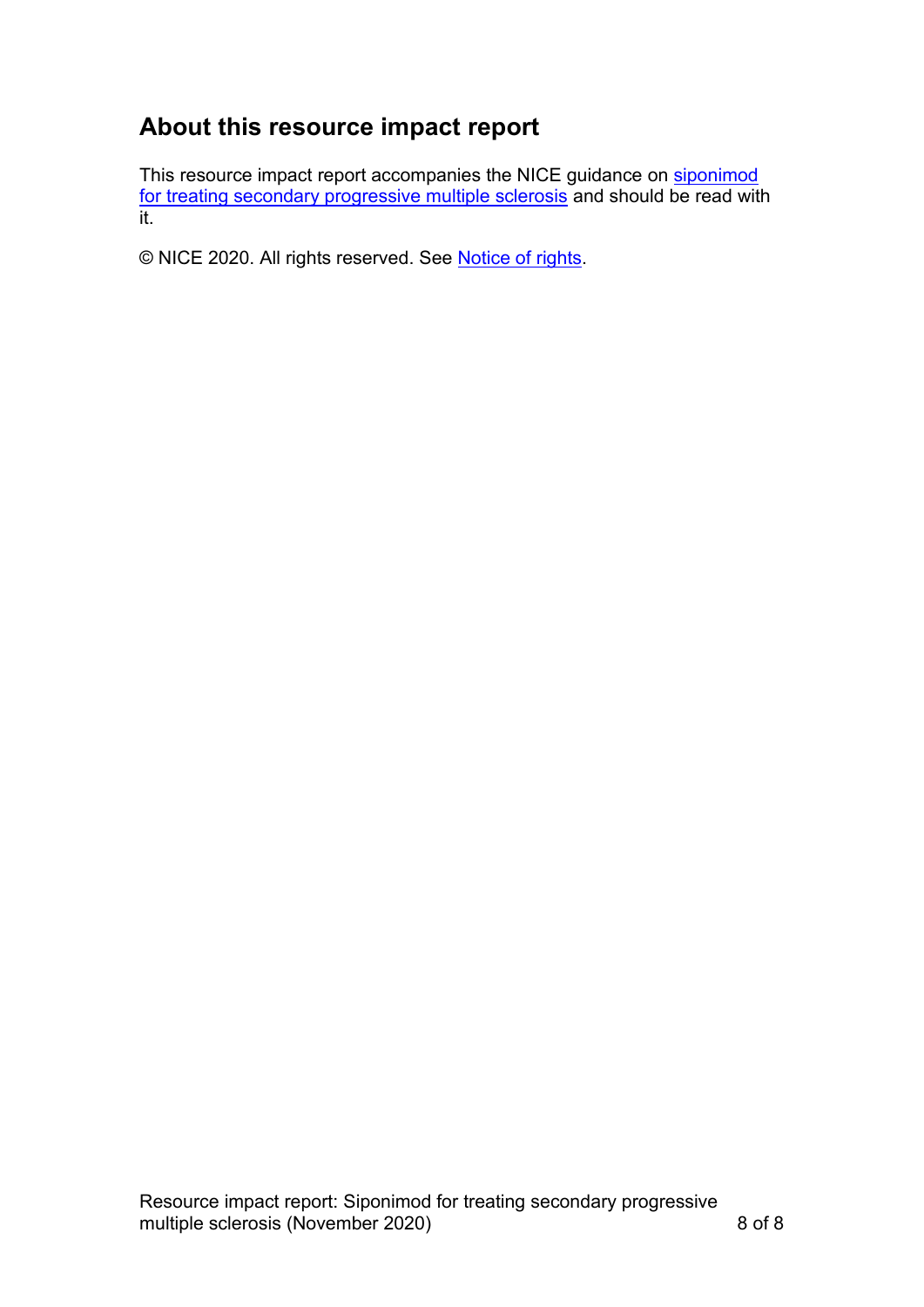## About this resource impact report

This resource impact report accompanies the NICE guidance on siponimod for treating secondary progressive multiple sclerosis and should be read with it.

© NICE 2020. All rights reserved. See Notice of rights.